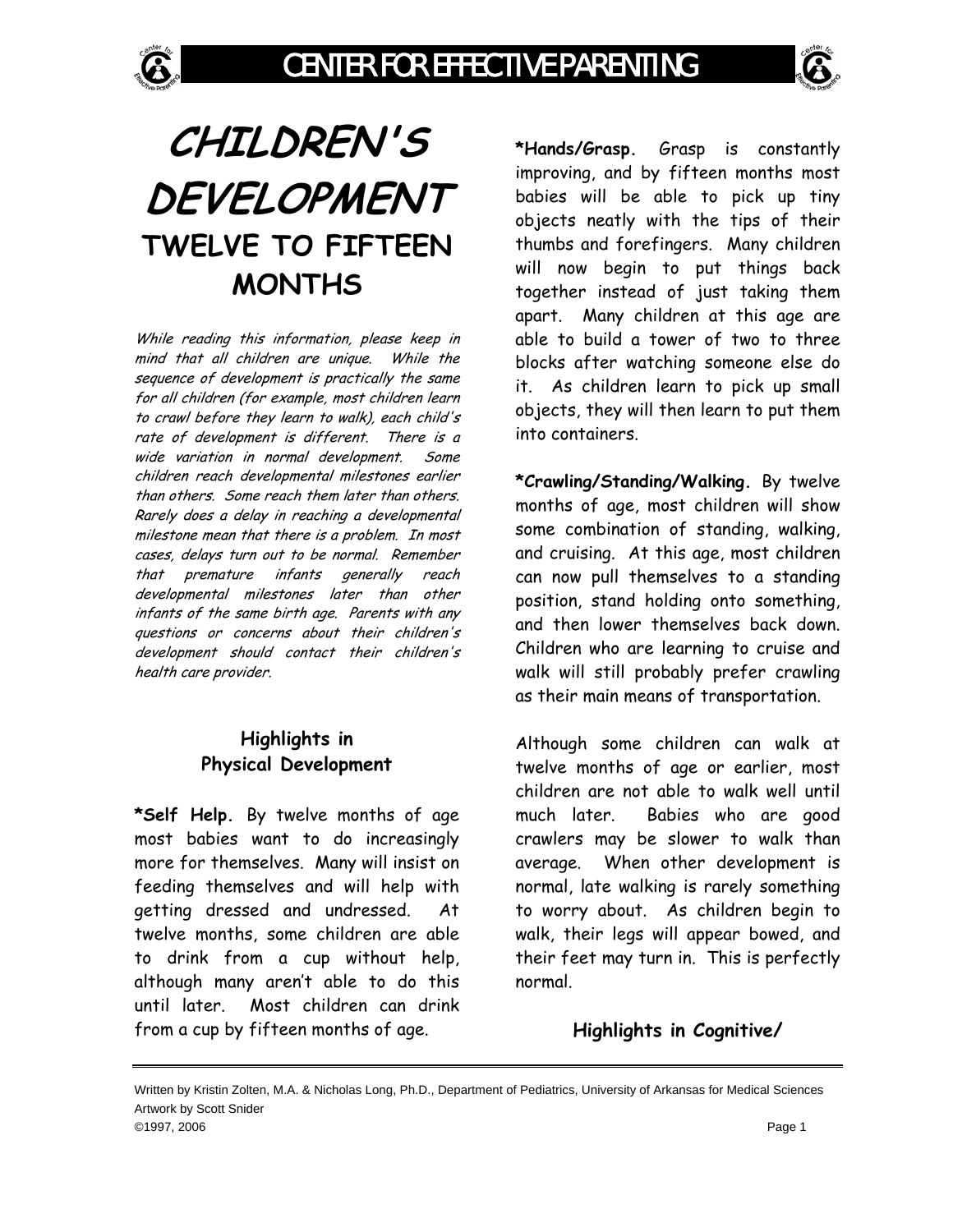# CHILDREN'S DEVELOPMENT

## TWELVE TO FIFTEEN MONTHS

*While reading this information, please keep in mind that all children are unique. While the sequence of development is practically the same for all children (for example, most children learn to crawl before they learn to walk), each child's rate of development is different. There is a wide variation in normal development. Some children reach developmental milestones earlier than others. Some reach them later than others. Rarely does a delay in reaching a developmental milestone mean that there is a problem. In most cases, delays turn out to be normal. Remember that premature infants generally reach developmental milestones later than other infants of the same birth age. Parents with any questions or concerns about their children's development should contact their children's health care provider.*

### Highlights in Physical Development

**\*Self Help.** By twelve months of age most babies want to do increasingly more for themselves. Many will insist on feeding themselves and will help with getting dressed and undressed. At twelve months, some children are able to drink from a cup without help, although many aren't able to do this until later. Most children can drink from a cup by fifteen months of age.

**\*Hands/Grasp.** Grasp is constantly improving, and by fifteen months most babies will be able to pick up tiny objects neatly with the tips of their thumbs and forefingers. Many children will now begin to put things back together instead of just taking them apart. Many children at this age are able to build a tower of two to three blocks after watching someone else do it. As children learn to pick up small objects, they will then learn to put them into containers.

**\*Crawling/Standing/Walking.** By twelve months of age, most children will show some combination of standing, walking, and cruising. At this age, most children can now pull themselves to a standing position, stand holding onto something, and then lower themselves back down. Children who are learning to cruise and walk will still probably prefer crawling as their main means of transportation.

Although some children can walk at twelve months of age or earlier, most children are not able to walk well until much later. Babies who are good crawlers may be slower to walk than average. When other development is normal, late walking is rarely something to worry about. As children begin to walk, their legs will appear bowed, and their feet may turn in. This is perfectly normal.

### Highlights in Cognitive/

Written by Kristin Zolten, M.A. & Nicholas Long, Ph.D., Department of Pediatrics, University of Arkansas for Medical Sciences
Artwork by Scott Snider
©1997, 2006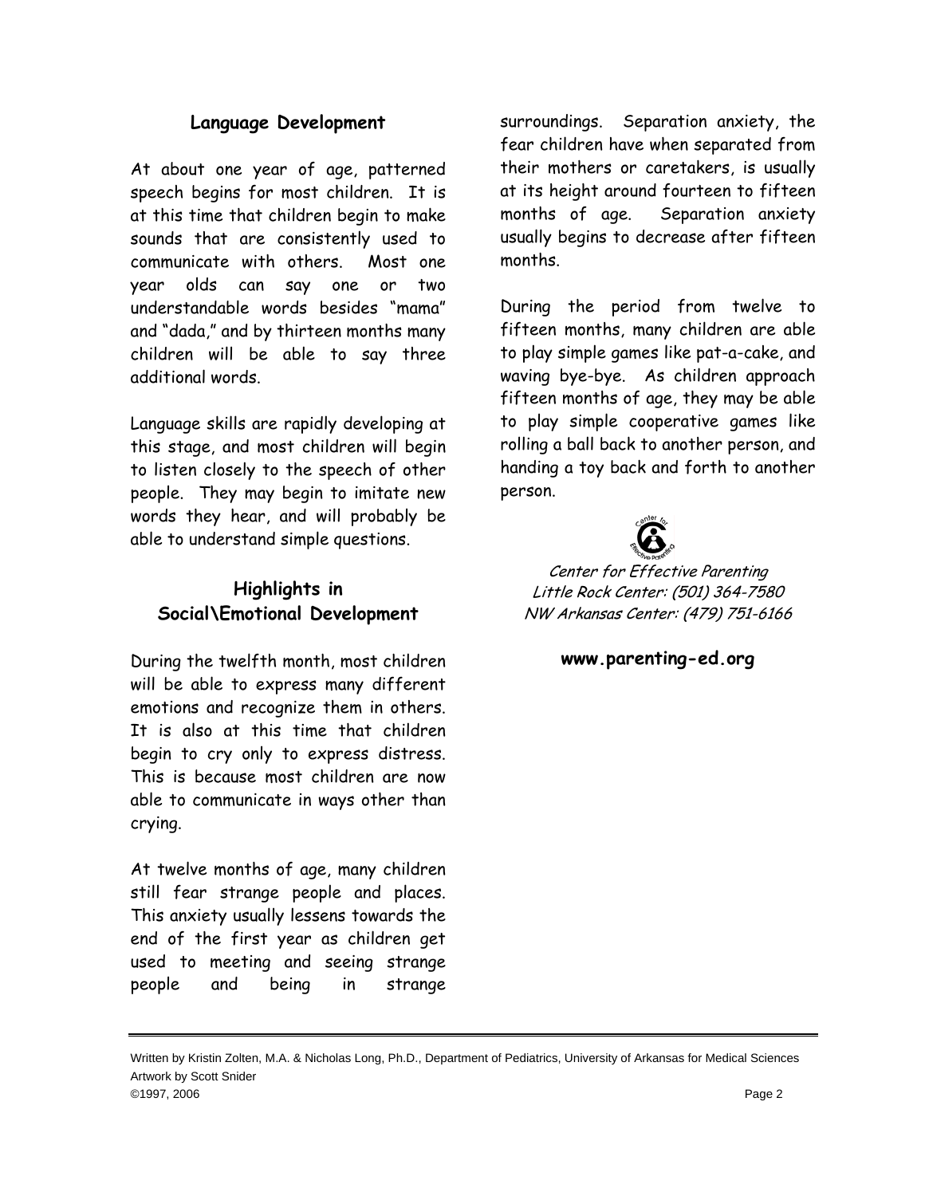## Language Development

At about one year of age, patterned speech begins for most children. It is at this time that children begin to make sounds that are consistently used to communicate with others. Most one year olds can say one or two understandable words besides "mama" and "dada," and by thirteen months many children will be able to say three additional words.

Language skills are rapidly developing at this stage, and most children will begin to listen closely to the speech of other people. They may begin to imitate new words they hear, and will probably be able to understand simple questions.

## Highlights in Social\Emotional Development

During the twelfth month, most children will be able to express many different emotions and recognize them in others. It is also at this time that children begin to cry only to express distress. This is because most children are now able to communicate in ways other than crying.

At twelve months of age, many children still fear strange people and places. This anxiety usually lessens towards the end of the first year as children get used to meeting and seeing strange people and being in strange surroundings. Separation anxiety, the fear children have when separated from their mothers or caretakers, is usually at its height around fourteen to fifteen months of age. Separation anxiety usually begins to decrease after fifteen months.

During the period from twelve to fifteen months, many children are able to play simple games like pat-a-cake, and waving bye-bye. As children approach fifteen months of age, they may be able to play simple cooperative games like rolling a ball back to another person, and handing a toy back and forth to another person.

*Center for Effective Parenting*
*Little Rock Center: (501) 364-7580*
*NW Arkansas Center: (479) 751-6166*

**www.parenting-ed.org**

Written by Kristin Zolten, M.A. & Nicholas Long, Ph.D., Department of Pediatrics, University of Arkansas for Medical Sciences
Artwork by Scott Snider
©1997, 2006